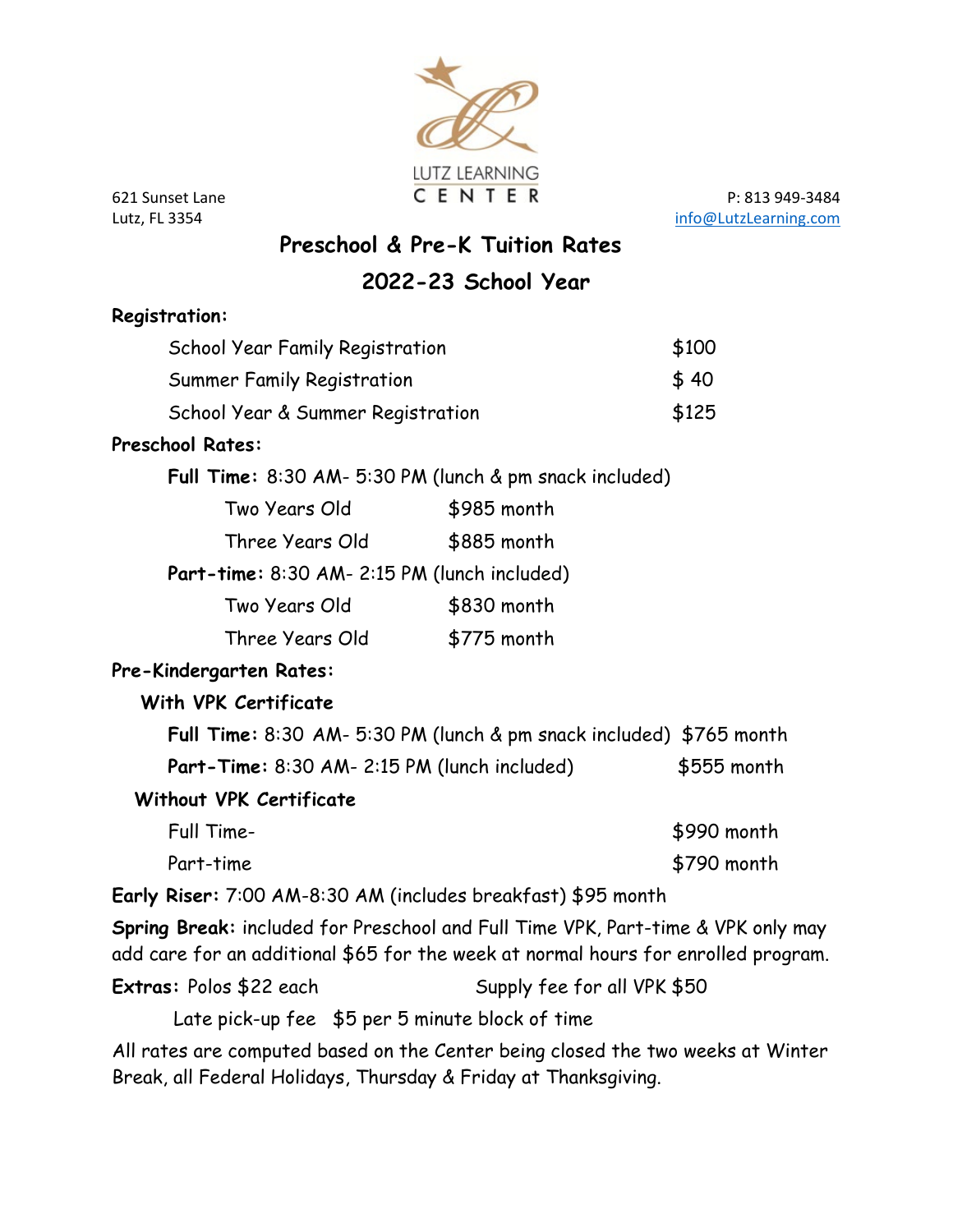LUTZ LEARNING CENTER

621 Sunset Lane
Lutz, FL 3354

P: 813 949-3484
info@LutzLearning.com

# Preschool & Pre-K Tuition Rates

## 2022-23 School Year

**Registration:**

| | |
|---|---|
| School Year Family Registration | $100 |
| Summer Family Registration | $ 40 |
| School Year & Summer Registration | $125 |

**Preschool Rates:**

**Full Time:** 8:30 AM- 5:30 PM (lunch & pm snack included)

| | |
|---|---|
| Two Years Old | $985 month |
| Three Years Old | $885 month |

**Part-time:** 8:30 AM- 2:15 PM (lunch included)

| | |
|---|---|
| Two Years Old | $830 month |
| Three Years Old | $775 month |

**Pre-Kindergarten Rates:**

**With VPK Certificate**

| | |
|---|---|
| **Full Time:** 8:30 AM- 5:30 PM (lunch & pm snack included) | $765 month |
| **Part-Time:** 8:30 AM- 2:15 PM (lunch included) | $555 month |

**Without VPK Certificate**

| | |
|---|---|
| Full Time- | $990 month |
| Part-time | $790 month |

**Early Riser:** 7:00 AM-8:30 AM (includes breakfast) $95 month

**Spring Break:** included for Preschool and Full Time VPK, Part-time & VPK only may add care for an additional $65 for the week at normal hours for enrolled program.

**Extras:** Polos $22 each Supply fee for all VPK $50

Late pick-up fee $5 per 5 minute block of time

All rates are computed based on the Center being closed the two weeks at Winter Break, all Federal Holidays, Thursday & Friday at Thanksgiving.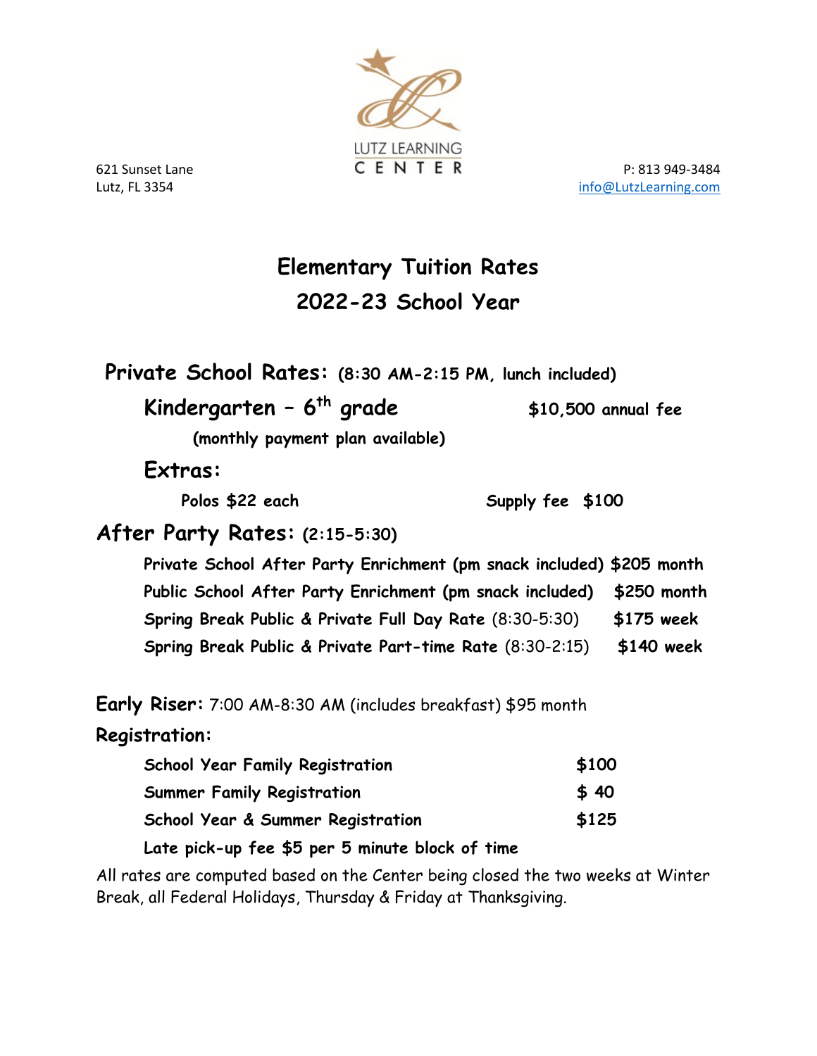LUTZ LEARNING CENTER

621 Sunset Lane
Lutz, FL 3354

P: 813 949-3484
info@LutzLearning.com

# Elementary Tuition Rates
# 2022-23 School Year

## Private School Rates: (8:30 AM-2:15 PM, lunch included)

### Kindergarten – 6th grade — $10,500 annual fee

**(monthly payment plan available)**

### Extras:

**Polos $22 each** — **Supply fee $100**

## After Party Rates: (2:15-5:30)

| | |
|---|---|
| **Private School After Party Enrichment (pm snack included)** | **$205 month** |
| **Public School After Party Enrichment (pm snack included)** | **$250 month** |
| **Spring Break Public & Private Full Day Rate** (8:30-5:30) | **$175 week** |
| **Spring Break Public & Private Part-time Rate** (8:30-2:15) | **$140 week** |

**Early Riser:** 7:00 AM-8:30 AM (includes breakfast) $95 month

**Registration:**

| | |
|---|---|
| **School Year Family Registration** | **$100** |
| **Summer Family Registration** | **$ 40** |
| **School Year & Summer Registration** | **$125** |

**Late pick-up fee $5 per 5 minute block of time**

All rates are computed based on the Center being closed the two weeks at Winter Break, all Federal Holidays, Thursday & Friday at Thanksgiving.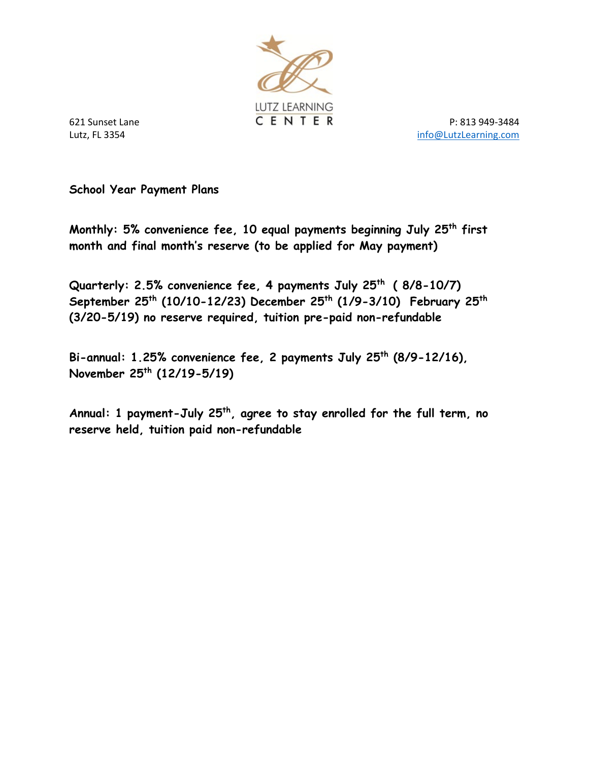LUTZ LEARNING CENTER

621 Sunset Lane
Lutz, FL 3354

P: 813 949-3484
info@LutzLearning.com

**School Year Payment Plans**

**Monthly: 5% convenience fee, 10 equal payments beginning July 25th first month and final month's reserve (to be applied for May payment)**

**Quarterly: 2.5% convenience fee, 4 payments July 25th ( 8/8-10/7) September 25th (10/10-12/23) December 25th (1/9-3/10) February 25th (3/20-5/19) no reserve required, tuition pre-paid non-refundable**

**Bi-annual: 1.25% convenience fee, 2 payments July 25th (8/9-12/16), November 25th (12/19-5/19)**

**Annual: 1 payment-July 25th, agree to stay enrolled for the full term, no reserve held, tuition paid non-refundable**